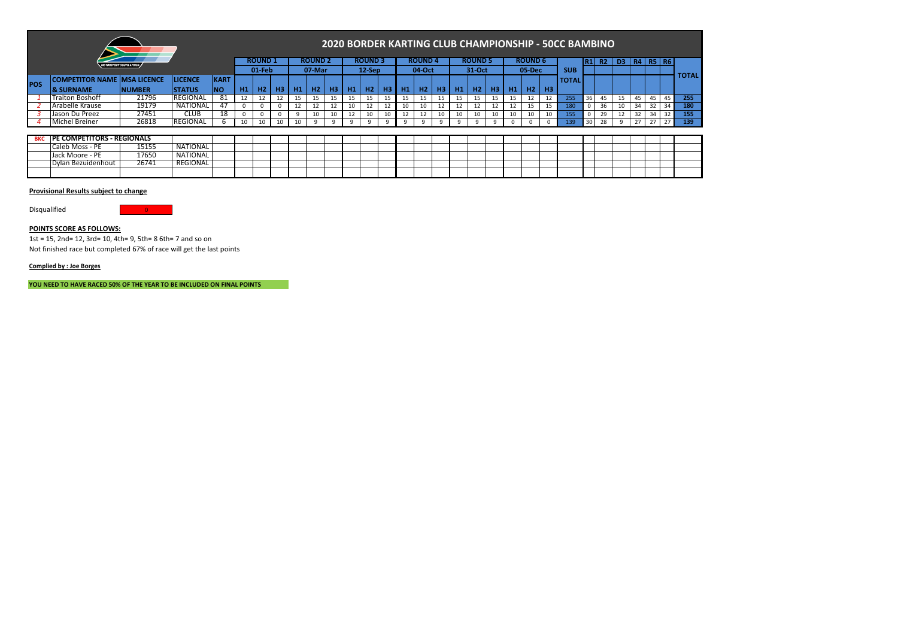# 2020 BORDER KARTING CLUB CHAMPIONSHIP - 50CC BAMBINO

| POS | COMPETITOR NAME & SURNAME | MSA LICENCE NUMBER | LICENCE STATUS | KART NO | ROUND 1 01-Feb H1 | H2 | H3 | ROUND 2 07-Mar H1 | H2 | H3 | ROUND 3 12-Sep H1 | H2 | H3 | ROUND 4 04-Oct H1 | H2 | H3 | ROUND 5 31-Oct H1 | H2 | H3 | ROUND 6 05-Dec H1 | H2 | H3 | SUB TOTAL | R1 | R2 | D3 | R4 | R5 | R6 | TOTAL |
|---|---|---|---|---|---|---|---|---|---|---|---|---|---|---|---|---|---|---|---|---|---|---|---|---|---|---|---|---|---|---|
| 1 | Traiton Boshoff | 21796 | REGIONAL | 81 | 12 | 12 | 12 | 15 | 15 | 15 | 15 | 15 | 15 | 15 | 15 | 15 | 15 | 15 | 15 | 15 | 12 | 12 | 255 | 36 | 45 | 15 | 45 | 45 | 45 | 255 |
| 2 | Arabelle Krause | 19179 | NATIONAL | 47 | 0 | 0 | 0 | 12 | 12 | 12 | 10 | 12 | 12 | 10 | 10 | 12 | 12 | 12 | 12 | 12 | 15 | 15 | 180 | 0 | 36 | 10 | 34 | 32 | 34 | 180 |
| 3 | Jason Du Preez | 27451 | CLUB | 18 | 0 | 0 | 0 | 9 | 10 | 10 | 12 | 10 | 10 | 12 | 12 | 10 | 10 | 10 | 10 | 10 | 10 | 10 | 155 | 0 | 29 | 12 | 32 | 34 | 32 | 155 |
| 4 | Michel Breiner | 26818 | REGIONAL | 6 | 10 | 10 | 10 | 10 | 9 | 9 | 9 | 9 | 9 | 9 | 9 | 9 | 9 | 9 | 9 | 0 | 0 | 0 | 139 | 30 | 28 | 9 | 27 | 27 | 27 | 139 |

| BKC | PE COMPETITORS - REGIONALS | | |
|---|---|---|---|
| | Caleb Moss - PE | 15155 | NATIONAL |
| | Jack Moore - PE | 17650 | NATIONAL |
| | Dylan Bezuidenhout | 26741 | REGIONAL |

**Provisional Results subject to change**

Disqualified 0

**POINTS SCORE AS FOLLOWS:**

1st = 15, 2nd= 12, 3rd= 10, 4th= 9, 5th= 8 6th= 7 and so on

Not finished race but completed 67% of race will get the last points

**Complied by : Joe Borges**

**YOU NEED TO HAVE RACED 50% OF THE YEAR TO BE INCLUDED ON FINAL POINTS**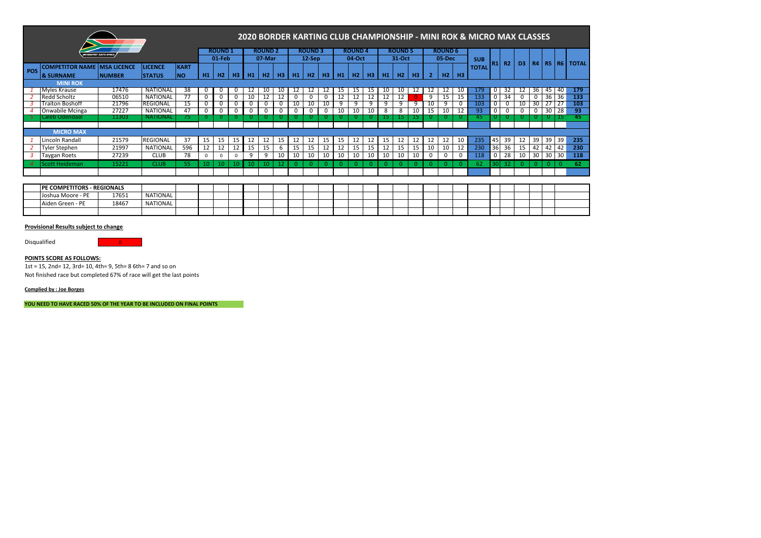# 2020 BORDER KARTING CLUB CHAMPIONSHIP - MINI ROK & MICRO MAX CLASSES

| POS | COMPETITOR NAME & SURNAME | MSA LICENCE NUMBER | LICENCE STATUS | KART NO | ROUND 1 01-Feb | | | ROUND 2 07-Mar | | | ROUND 3 12-Sep | | | ROUND 4 04-Oct | | | ROUND 5 31-Oct | | | ROUND 6 05-Dec | | | SUB TOTAL | R1 | R2 | D3 | R4 | R5 | R6 | TOTAL |
|---|---|---|---|---|---|---|---|---|---|---|---|---|---|---|---|---|---|---|---|---|---|---|---|---|---|---|---|---|---|---|---|
| | | | | | H1 | H2 | H3 | H1 | H2 | H3 | H1 | H2 | H3 | H1 | H2 | H3 | H1 | H2 | H3 | 2 | H2 | H3 | | | | | | | | |
| | **MINI ROK** | | | | | | | | | | | | | | | | | | | | | | | | | | | | | | |
| 1 | Myles Krause | 17476 | NATIONAL | 38 | 0 | 0 | 0 | 12 | 10 | 10 | 12 | 12 | 12 | 15 | 15 | 15 | 10 | 10 | 12 | 12 | 12 | 10 | 179 | 0 | 32 | 12 | 36 | 45 | 40 | 179 |
| 2 | Redd Scholtz | 06510 | NATIONAL | 77 | 0 | 0 | 0 | 10 | 12 | 12 | 0 | 0 | 0 | 12 | 12 | 12 | 12 | 12 | 0 | 9 | 15 | 15 | 133 | 0 | 34 | 0 | 0 | 36 | 36 | 133 |
| 3 | Traiton Boshoff | 21796 | REGIONAL | 15 | 0 | 0 | 0 | 0 | 0 | 0 | 10 | 10 | 10 | 9 | 9 | 9 | 9 | 9 | 9 | 10 | 9 | 0 | 103 | 0 | 0 | 10 | 30 | 27 | 27 | 103 |
| 4 | Onwabile Mcinga | 27227 | NATIONAL | 47 | 0 | 0 | 0 | 0 | 0 | 0 | 0 | 0 | 0 | 10 | 10 | 10 | 8 | 8 | 10 | 15 | 10 | 12 | 93 | 0 | 0 | 0 | 0 | 30 | 28 | 93 |
| 5 | Caleb Odendaal | 11303 | NATIONAL | 75 | 0 | 0 | 0 | 0 | 0 | 0 | 0 | 0 | 0 | 0 | 0 | 0 | 15 | 15 | 15 | 0 | 0 | 0 | 45 | 0 | 0 | 0 | 0 | 0 | 15 | 45 |
| | **MICRO MAX** | | | | | | | | | | | | | | | | | | | | | | | | | | | | | | |
| 1 | Lincoln Randall | 21579 | REGIONAL | 37 | 15 | 15 | 15 | 12 | 12 | 15 | 12 | 12 | 15 | 15 | 12 | 12 | 15 | 12 | 12 | 12 | 12 | 10 | 235 | 45 | 39 | 12 | 39 | 39 | 39 | 235 |
| 2 | Tyler Stephen | 21997 | NATIONAL | 596 | 12 | 12 | 12 | 15 | 15 | 6 | 15 | 15 | 12 | 12 | 15 | 15 | 12 | 15 | 15 | 10 | 10 | 12 | 230 | 36 | 36 | 15 | 42 | 42 | 42 | 230 |
| 3 | Taygan Roets | 27239 | CLUB | 78 | 0 | 0 | 0 | 9 | 9 | 10 | 10 | 10 | 10 | 10 | 10 | 10 | 10 | 10 | 10 | 0 | 0 | 0 | 118 | 0 | 28 | 10 | 30 | 30 | 30 | 118 |
| 4 | Scott Heideman | 15221 | CLUB | 55 | 10 | 10 | 10 | 10 | 10 | 12 | 0 | 0 | 0 | 0 | 0 | 0 | 0 | 0 | 0 | 0 | 0 | 0 | 62 | 30 | 32 | 0 | 0 | 0 | 0 | 62 |

| PE COMPETITORS - REGIONALS | | |
|---|---|---|
| Joshua Moore - PE | 17651 | NATIONAL |
| Aiden Green - PE | 18467 | NATIONAL |

**Provisional Results subject to change**

Disqualified: 0

**POINTS SCORE AS FOLLOWS:**

1st = 15, 2nd= 12, 3rd= 10, 4th= 9, 5th= 8 6th= 7 and so on

Not finished race but completed 67% of race will get the last points

**Complied by : Joe Borges**

**YOU NEED TO HAVE RACED 50% OF THE YEAR TO BE INCLUDED ON FINAL POINTS**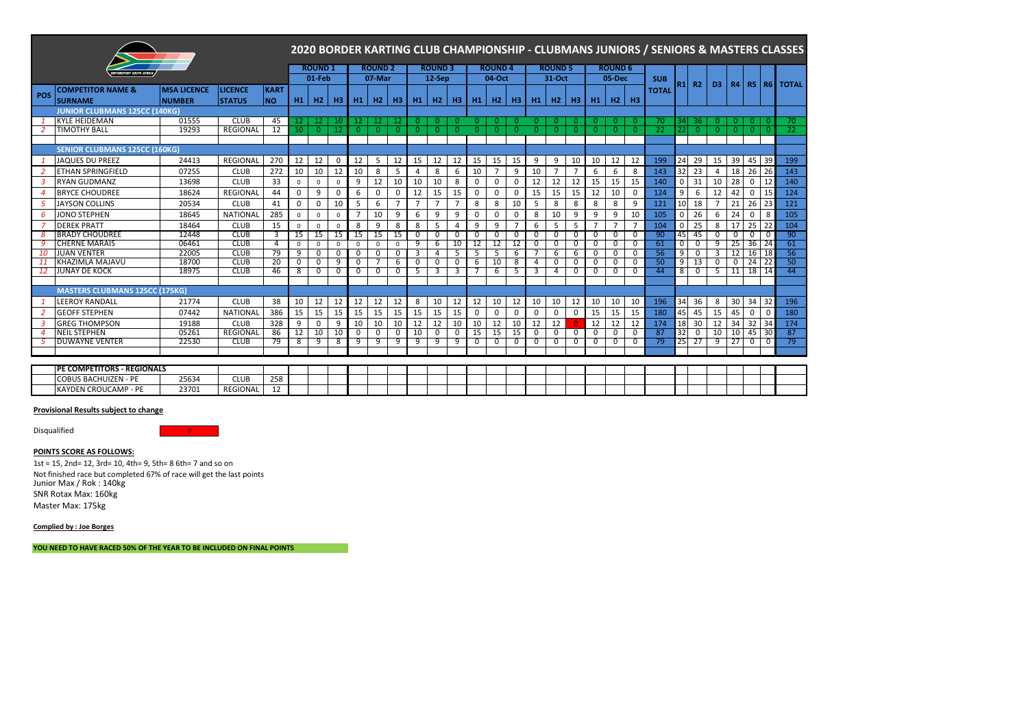# 2020 BORDER KARTING CLUB CHAMPIONSHIP - CLUBMANS JUNIORS / SENIORS & MASTERS CLASSES

| POS | COMPETITOR NAME & SURNAME | MSA LICENCE NUMBER | LICENCE STATUS | KART NO | ROUND 1 01-Feb H1 | H2 | H3 | ROUND 2 07-Mar H1 | H2 | H3 | ROUND 3 12-Sep H1 | H2 | H3 | ROUND 4 04-Oct H1 | H2 | H3 | ROUND 5 31-Oct H1 | H2 | H3 | ROUND 6 05-Dec H1 | H2 | H3 | SUB TOTAL | R1 | R2 | D3 | R4 | R5 | R6 | TOTAL |
|---|---|---|---|---|---|---|---|---|---|---|---|---|---|---|---|---|---|---|---|---|---|---|---|---|---|---|---|---|---|---|
| | **JUNIOR CLUBMANS 125CC (140KG)** | | | | | | | | | | | | | | | | | | | | | | | | | | | | | |
| 1 | KYLE HEIDEMAN | 01555 | CLUB | 45 | 12 | 12 | 10 | 12 | 12 | 12 | 0 | 0 | 0 | 0 | 0 | 0 | 0 | 0 | 0 | 0 | 0 | 0 | 70 | 34 | 36 | 0 | 0 | 0 | 0 | 70 |
| 2 | TIMOTHY BALL | 19293 | REGIONAL | 12 | 10 | 0 | 12 | 0 | 0 | 0 | 0 | 0 | 0 | 0 | 0 | 0 | 0 | 0 | 0 | 0 | 0 | 0 | 22 | 22 | 0 | 0 | 0 | 0 | 0 | 22 |
| | **SENIOR CLUBMANS 125CC (160KG)** | | | | | | | | | | | | | | | | | | | | | | | | | | | | | |
| 1 | JAQUES DU PREEZ | 24413 | REGIONAL | 270 | 12 | 12 | 0 | 12 | 5 | 12 | 15 | 12 | 12 | 15 | 15 | 15 | 9 | 9 | 10 | 10 | 12 | 12 | 199 | 24 | 29 | 15 | 39 | 45 | 39 | 199 |
| 2 | ETHAN SPRINGFIELD | 07255 | CLUB | 272 | 10 | 10 | 12 | 10 | 8 | 5 | 4 | 8 | 6 | 10 | 7 | 9 | 10 | 7 | 7 | 6 | 6 | 8 | 143 | 32 | 23 | 4 | 18 | 26 | 26 | 143 |
| 3 | RYAN GUDMANZ | 13698 | CLUB | 33 | 0 | 0 | 0 | 9 | 12 | 10 | 10 | 10 | 8 | 0 | 0 | 0 | 12 | 12 | 12 | 15 | 15 | 15 | 140 | 0 | 31 | 10 | 28 | 0 | 12 | 140 |
| 4 | BRYCE CHOUDREE | 18624 | REGIONAL | 44 | 0 | 9 | 0 | 6 | 0 | 0 | 12 | 15 | 15 | 0 | 0 | 0 | 15 | 15 | 15 | 12 | 10 | 0 | 124 | 9 | 6 | 12 | 42 | 0 | 15 | 124 |
| 5 | JAYSON COLLINS | 20534 | CLUB | 41 | 0 | 0 | 10 | 5 | 6 | 7 | 7 | 7 | 7 | 8 | 8 | 10 | 5 | 8 | 8 | 8 | 8 | 9 | 121 | 10 | 18 | 7 | 21 | 26 | 23 | 121 |
| 6 | JONO STEPHEN | 18645 | NATIONAL | 285 | 0 | 0 | 0 | 7 | 10 | 9 | 6 | 9 | 9 | 0 | 0 | 0 | 8 | 10 | 9 | 9 | 9 | 10 | 105 | 0 | 26 | 6 | 24 | 0 | 8 | 105 |
| 7 | DEREK PRATT | 18464 | CLUB | 15 | 0 | 0 | 0 | 8 | 9 | 8 | 8 | 5 | 4 | 9 | 9 | 7 | 6 | 5 | 5 | 7 | 7 | 7 | 104 | 0 | 25 | 8 | 17 | 25 | 22 | 104 |
| 8 | BRADY CHOUDREE | 12448 | CLUB | 3 | 15 | 15 | 15 | 15 | 15 | 15 | 0 | 0 | 0 | 0 | 0 | 0 | 0 | 0 | 0 | 0 | 0 | 0 | 90 | 45 | 45 | 0 | 0 | 0 | 0 | 90 |
| 9 | CHERNE MARAIS | 06461 | CLUB | 4 | 0 | 0 | 0 | 0 | 0 | 0 | 9 | 6 | 10 | 12 | 12 | 12 | 0 | 0 | 0 | 0 | 0 | 0 | 61 | 0 | 0 | 9 | 25 | 36 | 24 | 61 |
| 10 | JUAN VENTER | 22005 | CLUB | 79 | 9 | 0 | 0 | 0 | 0 | 0 | 3 | 4 | 5 | 5 | 5 | 6 | 7 | 6 | 6 | 0 | 0 | 0 | 56 | 9 | 0 | 3 | 12 | 16 | 18 | 56 |
| 11 | KHAZIMLA MAJAVU | 18700 | CLUB | 20 | 0 | 0 | 9 | 0 | 7 | 6 | 0 | 0 | 0 | 6 | 10 | 8 | 4 | 0 | 0 | 0 | 0 | 0 | 50 | 9 | 13 | 0 | 0 | 24 | 22 | 50 |
| 12 | JUNAY DE KOCK | 18975 | CLUB | 46 | 8 | 0 | 0 | 0 | 0 | 0 | 5 | 3 | 3 | 7 | 6 | 5 | 3 | 4 | 0 | 0 | 0 | 0 | 44 | 8 | 0 | 5 | 11 | 18 | 14 | 44 |
| | **MASTERS CLUBMANS 125CC (175KG)** | | | | | | | | | | | | | | | | | | | | | | | | | | | | | |
| 1 | LEEROY RANDALL | 21774 | CLUB | 38 | 10 | 12 | 12 | 12 | 12 | 12 | 8 | 10 | 12 | 12 | 10 | 12 | 10 | 10 | 12 | 10 | 10 | 10 | 196 | 34 | 36 | 8 | 30 | 34 | 32 | 196 |
| 2 | GEOFF STEPHEN | 07442 | NATIONAL | 386 | 15 | 15 | 15 | 15 | 15 | 15 | 15 | 15 | 15 | 0 | 0 | 0 | 0 | 0 | 0 | 15 | 15 | 15 | 180 | 45 | 45 | 15 | 45 | 0 | 0 | 180 |
| 3 | GREG THOMPSON | 19188 | CLUB | 328 | 9 | 0 | 9 | 10 | 10 | 10 | 12 | 12 | 10 | 10 | 12 | 10 | 12 | 12 | 0 | 12 | 12 | 12 | 174 | 18 | 30 | 12 | 34 | 32 | 34 | 174 |
| 4 | NEIL STEPHEN | 05261 | REGIONAL | 86 | 12 | 10 | 10 | 0 | 0 | 0 | 10 | 0 | 0 | 15 | 15 | 15 | 0 | 0 | 0 | 0 | 0 | 0 | 87 | 32 | 0 | 10 | 10 | 45 | 30 | 87 |
| 5 | DUWAYNE VENTER | 22530 | CLUB | 79 | 8 | 9 | 8 | 9 | 9 | 9 | 9 | 9 | 9 | 0 | 0 | 0 | 0 | 0 | 0 | 0 | 0 | 0 | 79 | 25 | 27 | 9 | 27 | 0 | 0 | 79 |
| | **PE COMPETITORS - REGIONALS** | | | | | | | | | | | | | | | | | | | | | | | | | | | | | |
| | COBUS BACHUIZEN - PE | 25634 | CLUB | 258 | | | | | | | | | | | | | | | | | | | | | | | | | | |
| | KAYDEN CROUCAMP - PE | 23701 | REGIONAL | 12 | | | | | | | | | | | | | | | | | | | | | | | | | | |

**Provisional Results subject to change**

Disqualified 0

**POINTS SCORE AS FOLLOWS:**

1st = 15, 2nd= 12, 3rd= 10, 4th= 9, 5th= 8 6th= 7 and so on

Not finished race but completed 67% of race will get the last points

Junior Max / Rok : 140kg

SNR Rotax Max: 160kg

Master Max: 175kg

**Complied by : Joe Borges**

**YOU NEED TO HAVE RACED 50% OF THE YEAR TO BE INCLUDED ON FINAL POINTS**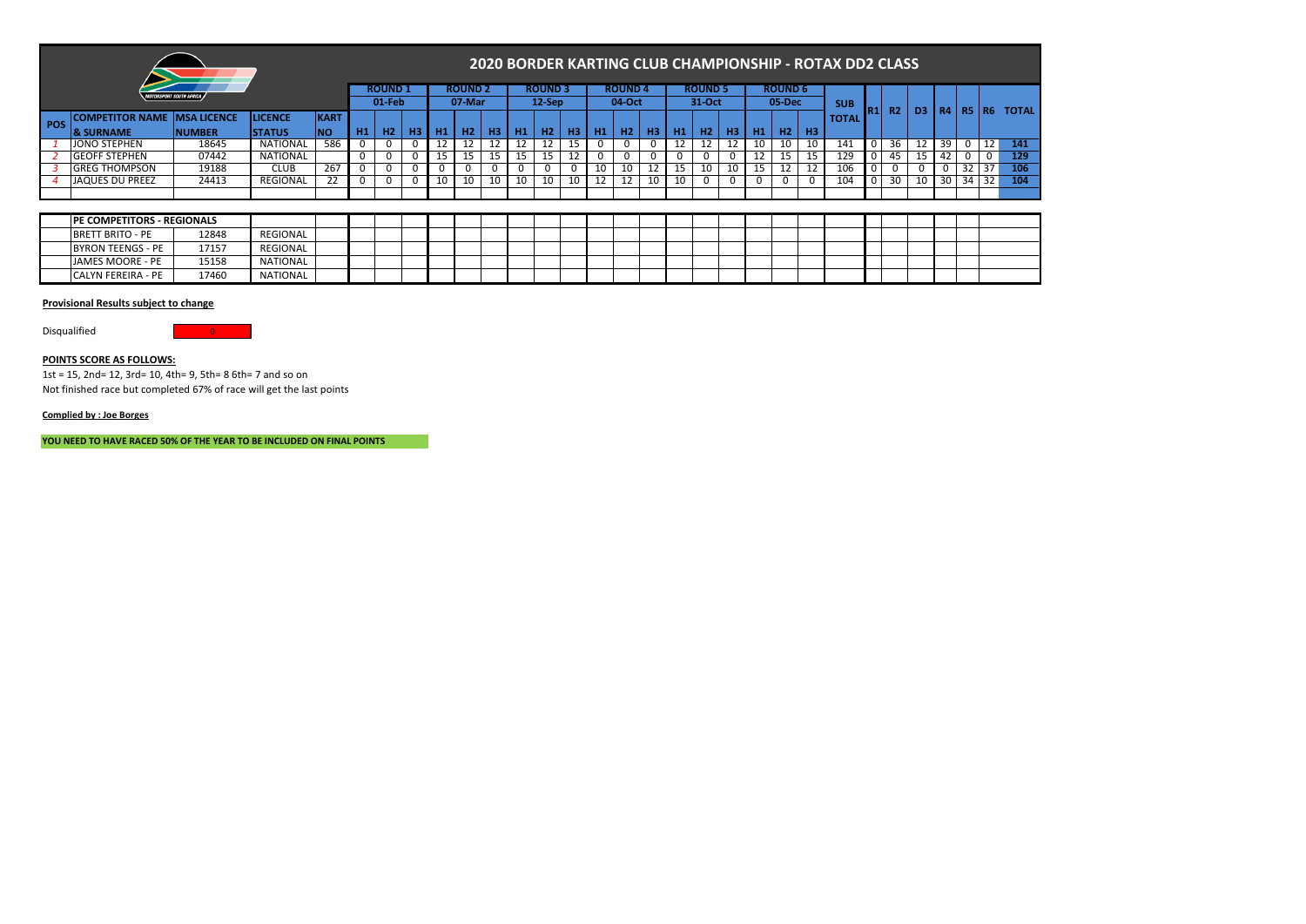# 2020 BORDER KARTING CLUB CHAMPIONSHIP - ROTAX DD2 CLASS

| POS | COMPETITOR NAME & SURNAME | MSA LICENCE NUMBER | LICENCE STATUS | KART NO | ROUND 1 01-Feb H1 | H2 | H3 | ROUND 2 07-Mar H1 | H2 | H3 | ROUND 3 12-Sep H1 | H2 | H3 | ROUND 4 04-Oct H1 | H2 | H3 | ROUND 5 31-Oct H1 | H2 | H3 | ROUND 6 05-Dec H1 | H2 | H3 | SUB TOTAL | R1 | R2 | D3 | R4 | R5 | R6 | TOTAL |
|---|---|---|---|---|---|---|---|---|---|---|---|---|---|---|---|---|---|---|---|---|---|---|---|---|---|---|---|---|---|---|
| 1 | JONO STEPHEN | 18645 | NATIONAL | 586 | 0 | 0 | 0 | 12 | 12 | 12 | 12 | 12 | 15 | 0 | 0 | 0 | 12 | 12 | 12 | 10 | 10 | 10 | 141 | 0 | 36 | 12 | 39 | 0 | 12 | 141 |
| 2 | GEOFF STEPHEN | 07442 | NATIONAL | | 0 | 0 | 0 | 15 | 15 | 15 | 15 | 15 | 12 | 0 | 0 | 0 | 0 | 0 | 0 | 12 | 15 | 15 | 129 | 0 | 45 | 15 | 42 | 0 | 0 | 129 |
| 3 | GREG THOMPSON | 19188 | CLUB | 267 | 0 | 0 | 0 | 0 | 0 | 0 | 0 | 0 | 0 | 10 | 10 | 12 | 15 | 10 | 10 | 15 | 12 | 12 | 106 | 0 | 0 | 0 | 0 | 32 | 37 | 106 |
| 4 | JAQUES DU PREEZ | 24413 | REGIONAL | 22 | 0 | 0 | 0 | 10 | 10 | 10 | 10 | 10 | 10 | 12 | 12 | 10 | 10 | 0 | 0 | 0 | 0 | 0 | 104 | 0 | 30 | 10 | 30 | 34 | 32 | 104 |

| PE COMPETITORS - REGIONALS | | |
|---|---|---|
| BRETT BRITO - PE | 12848 | REGIONAL |
| BYRON TEENGS - PE | 17157 | REGIONAL |
| JAMES MOORE - PE | 15158 | NATIONAL |
| CALYN FEREIRA - PE | 17460 | NATIONAL |

**Provisional Results subject to change**

Disqualified 0

**POINTS SCORE AS FOLLOWS:**

1st = 15, 2nd= 12, 3rd= 10, 4th= 9, 5th= 8 6th= 7 and so on
Not finished race but completed 67% of race will get the last points

**Complied by : Joe Borges**

**YOU NEED TO HAVE RACED 50% OF THE YEAR TO BE INCLUDED ON FINAL POINTS**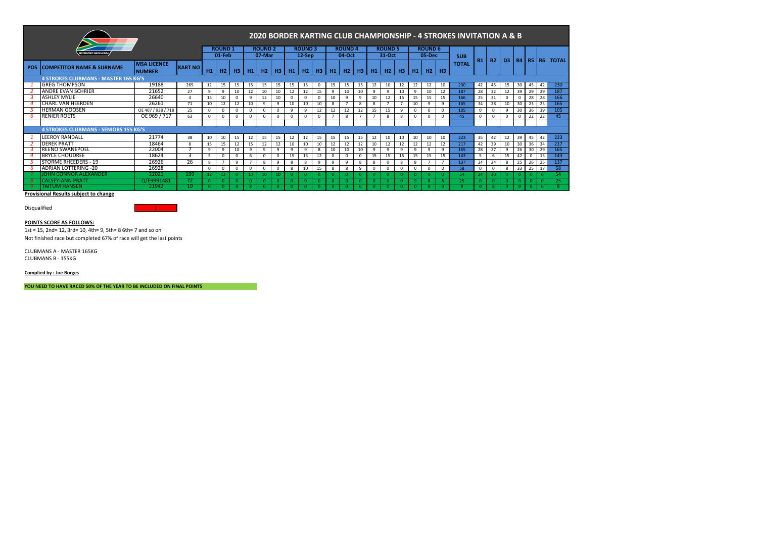# 2020 BORDER KARTING CLUB CHAMPIONSHIP - 4 STROKES INVITATION A & B

| POS | COMPETITOR NAME & SURNAME | MSA LICENCE NUMBER | KART NO | ROUND 1 01-Feb | | | ROUND 2 07-Mar | | | ROUND 3 12-Sep | | | ROUND 4 04-Oct | | | ROUND 5 31-Oct | | | ROUND 6 05-Dec | | | SUB TOTAL | R1 | R2 | D3 | R4 | R5 | R6 | TOTAL |
|---|---|---|---|---|---|---|---|---|---|---|---|---|---|---|---|---|---|---|---|---|---|---|---|---|---|---|---|---|---|
| | | | | H1 | H2 | H3 | H1 | H2 | H3 | H1 | H2 | H3 | H1 | H2 | H3 | H1 | H2 | H3 | H1 | H2 | H3 | | | | | | | | |
| | **4 STROKES CLUBMANS - MASTER 165 KG'S** | | | | | | | | | | | | | | | | | | | | | | | | | | | | |
| 1 | GREG THOMPSON | 19188 | 265 | 12 | 15 | 15 | 15 | 15 | 15 | 15 | 15 | 0 | 15 | 15 | 15 | 12 | 10 | 12 | 12 | 12 | 10 | 230 | 42 | 45 | 15 | 30 | 45 | 42 | 230 |
| 2 | ANDRE EVAN SCHRIER | 21652 | 27 | 9 | 9 | 10 | 12 | 10 | 10 | 12 | 12 | 15 | 9 | 10 | 10 | 9 | 9 | 10 | 9 | 10 | 12 | 187 | 28 | 32 | 12 | 39 | 29 | 29 | 187 |
| 3 | ASHLEY MYLIE | 26640 | 4 | 15 | 10 | 0 | 9 | 12 | 10 | 0 | 0 | 0 | 10 | 9 | 9 | 10 | 12 | 15 | 15 | 15 | 15 | 166 | 25 | 31 | 0 | 0 | 28 | 28 | 166 |
| 4 | CHARL VAN HEERDEN | 26261 | 71 | 10 | 12 | 12 | 10 | 9 | 9 | 10 | 10 | 10 | 8 | 7 | 8 | 8 | 7 | 7 | 10 | 9 | 9 | 165 | 34 | 28 | 10 | 30 | 23 | 23 | 165 |
| 5 | HERMAN GOOSEN | OE 407 / 938 / 718 | 25 | 0 | 0 | 0 | 0 | 0 | 0 | 9 | 9 | 12 | 12 | 12 | 12 | 15 | 15 | 9 | 0 | 0 | 0 | 105 | 0 | 0 | 9 | 30 | 36 | 39 | 105 |
| 6 | RENIER ROETS | OE 969 / 717 | 63 | 0 | 0 | 0 | 0 | 0 | 0 | 0 | 0 | 0 | 7 | 8 | 7 | 7 | 8 | 8 | 0 | 0 | 0 | 45 | 0 | 0 | 0 | 0 | 22 | 22 | 45 |
| | **4 STROKES CLUBMANS - SENIORS 155 KG'S** | | | | | | | | | | | | | | | | | | | | | | | | | | | | |
| 1 | LEEROY RANDALL | 21774 | 38 | 10 | 10 | 15 | 12 | 15 | 15 | 12 | 12 | 15 | 15 | 15 | 15 | 12 | 10 | 10 | 10 | 10 | 10 | 223 | 35 | 42 | 12 | 39 | 45 | 42 | 223 |
| 2 | DEREK PRATT | 18464 | 8 | 15 | 15 | 12 | 15 | 12 | 12 | 10 | 10 | 10 | 12 | 12 | 12 | 10 | 12 | 12 | 12 | 12 | 12 | 217 | 42 | 39 | 10 | 30 | 36 | 34 | 217 |
| 3 | REENO SWANEPOEL | 22004 | 7 | 9 | 9 | 10 | 9 | 9 | 9 | 9 | 9 | 8 | 10 | 10 | 10 | 9 | 9 | 9 | 9 | 9 | 9 | 165 | 28 | 27 | 9 | 26 | 30 | 29 | 165 |
| 4 | BRYCE CHOUDREE | 18624 | 3 | 5 | 0 | 0 | 6 | 0 | 0 | 15 | 15 | 12 | 0 | 0 | 0 | 15 | 15 | 15 | 15 | 15 | 15 | 143 | 5 | 6 | 15 | 42 | 0 | 15 | 143 |
| 5 | STORME RHEEDERS - 19 | 26926 | 26 | 8 | 7 | 9 | 7 | 8 | 9 | 8 | 8 | 9 | 9 | 9 | 8 | 8 | 0 | 8 | 8 | 7 | 7 | 137 | 24 | 24 | 8 | 25 | 26 | 25 | 137 |
| 6 | ADRIAN LOTTERING -20 | 26928 | | 0 | 0 | 0 | 0 | 0 | 0 | 8 | 10 | 15 | 8 | 8 | 9 | 0 | 0 | 0 | 0 | 0 | 0 | 58 | 0 | 0 | 8 | 33 | 25 | 17 | 58 |
| 7 | JOHN CONNOR ALEXANDER | 22021 | 199 | 12 | 12 | 0 | 10 | 10 | 10 | 0 | 0 | 0 | 0 | 0 | 0 | 0 | 0 | 0 | 0 | 0 | 0 | 54 | 24 | 30 | 0 | 0 | 0 | 0 | 54 |
| 8 | CALSEY-ANN PRATT | Q/E9991481 | 72 | 0 | 0 | 0 | 0 | 0 | 0 | 0 | 0 | 0 | 0 | 0 | 0 | 0 | 0 | 0 | 9 | 8 | 8 | 25 | 0 | 0 | 0 | 0 | 0 | 0 | 25 |
| 9 | TAITUM HANSEN | 21942 | 19 | 0 | 0 | 0 | 8 | 0 | 0 | 0 | 0 | 0 | 0 | 0 | 0 | 0 | 0 | 0 | 0 | 0 | 0 | 8 | 0 | 8 | 0 | 0 | 0 | 0 | 8 |

**Provisional Results subject to change**

Disqualified 0

**POINTS SCORE AS FOLLOWS:**

1st = 15, 2nd= 12, 3rd= 10, 4th= 9, 5th= 8 6th= 7 and so on

Not finished race but completed 67% of race will get the last points

CLUBMANS A - MASTER 165KG

CLUBMANS B - 155KG

**Complied by : Joe Borges**

**YOU NEED TO HAVE RACED 50% OF THE YEAR TO BE INCLUDED ON FINAL POINTS**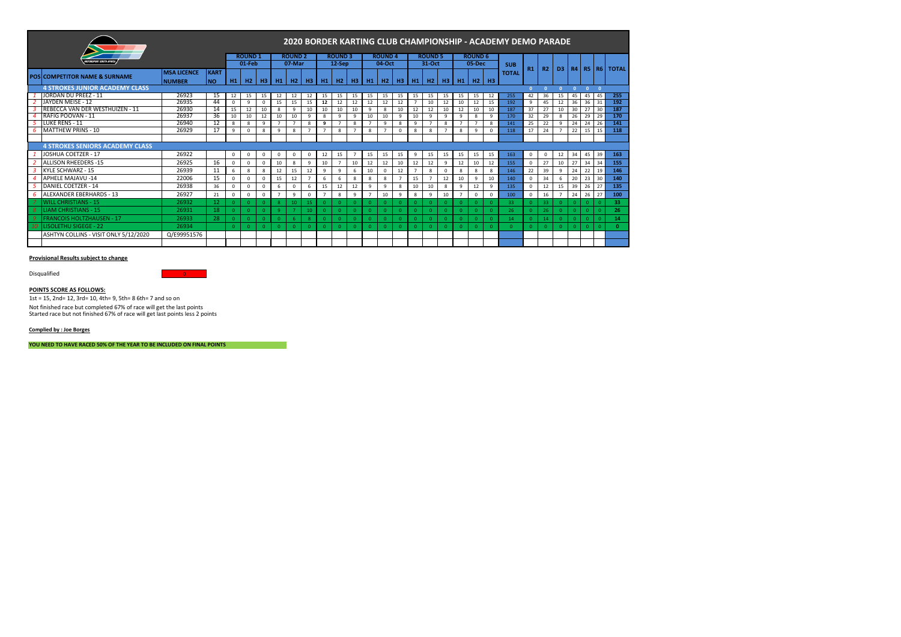# 2020 BORDER KARTING CLUB CHAMPIONSHIP - ACADEMY DEMO PARADE

| POS | COMPETITOR NAME & SURNAME | MSA LICENCE NUMBER | KART NO | ROUND 1 01-Feb H1 | H2 | H3 | ROUND 2 07-Mar H1 | H2 | H3 | ROUND 3 12-Sep H1 | H2 | H3 | ROUND 4 04-Oct H1 | H2 | H3 | ROUND 5 31-Oct H1 | H2 | H3 | ROUND 6 05-Dec H1 | H2 | H3 | SUB TOTAL | R1 | R2 | D3 | R4 | R5 | R6 | TOTAL |
|---|---|---|---|---|---|---|---|---|---|---|---|---|---|---|---|---|---|---|---|---|---|---|---|---|---|---|---|---|---|
| | **4 STROKES JUNIOR ACADEMY CLASS** | | | | | | | | | | | | | | | | | | | | | | 0 | 0 | 0 | 0 | 0 | 0 | |
| 1 | JORDAN DU PREEZ - 11 | 26923 | 15 | 12 | 15 | 15 | 12 | 12 | 12 | 15 | 15 | 15 | 15 | 15 | 15 | 15 | 15 | 15 | 15 | 15 | 12 | 255 | 42 | 36 | 15 | 45 | 45 | 45 | 255 |
| 2 | JAYDEN MEISE - 12 | 26935 | 44 | 0 | 9 | 0 | 15 | 15 | 15 | 12 | 12 | 12 | 12 | 12 | 12 | 7 | 10 | 12 | 10 | 12 | 15 | 192 | 9 | 45 | 12 | 36 | 36 | 31 | 192 |
| 3 | REBECCA VAN DER WESTHUIZEN - 11 | 26930 | 14 | 15 | 12 | 10 | 8 | 9 | 10 | 10 | 10 | 10 | 9 | 8 | 10 | 12 | 12 | 10 | 12 | 10 | 10 | 187 | 37 | 27 | 10 | 30 | 27 | 30 | 187 |
| 4 | RAFIG POOVAN - 11 | 26937 | 36 | 10 | 10 | 12 | 10 | 10 | 9 | 8 | 9 | 9 | 10 | 10 | 9 | 10 | 9 | 9 | 9 | 8 | 9 | 170 | 32 | 29 | 8 | 26 | 29 | 29 | 170 |
| 5 | LUKE RENS - 11 | 26940 | 12 | 8 | 8 | 9 | 7 | 7 | 8 | 9 | 7 | 8 | 7 | 9 | 8 | 9 | 7 | 8 | 7 | 7 | 8 | 141 | 25 | 22 | 9 | 24 | 24 | 26 | 141 |
| 6 | MATTHEW PRINS - 10 | 26929 | 17 | 9 | 0 | 8 | 9 | 8 | 7 | 7 | 8 | 7 | 8 | 7 | 0 | 8 | 8 | 7 | 8 | 9 | 0 | 118 | 17 | 24 | 7 | 22 | 15 | 15 | 118 |
| | **4 STROKES SENIORS ACADEMY CLASS** | | | | | | | | | | | | | | | | | | | | | | | | | | | | |
| 1 | JOSHUA COETZER - 17 | 26922 | | 0 | 0 | 0 | 0 | 0 | 0 | 12 | 15 | 7 | 15 | 15 | 15 | 9 | 15 | 15 | 15 | 15 | 15 | 163 | 0 | 0 | 12 | 34 | 45 | 39 | 163 |
| 2 | ALLISON RHEEDERS -15 | 26925 | 16 | 0 | 0 | 0 | 10 | 8 | 9 | 10 | 7 | 10 | 12 | 12 | 10 | 12 | 12 | 9 | 12 | 10 | 12 | 155 | 0 | 27 | 10 | 27 | 34 | 34 | 155 |
| 3 | KYLE SCHWARZ - 15 | 26939 | 11 | 6 | 8 | 8 | 12 | 15 | 12 | 9 | 9 | 6 | 10 | 0 | 12 | 7 | 8 | 0 | 8 | 8 | 8 | 146 | 22 | 39 | 9 | 24 | 22 | 19 | 146 |
| 4 | APHELE MAJAVU -14 | 22006 | 15 | 0 | 0 | 0 | 15 | 12 | 7 | 6 | 6 | 8 | 8 | 8 | 7 | 15 | 7 | 12 | 10 | 9 | 10 | 140 | 0 | 34 | 6 | 20 | 23 | 30 | 140 |
| 5 | DANIEL COETZER - 14 | 26938 | 36 | 0 | 0 | 0 | 6 | 0 | 6 | 15 | 12 | 12 | 9 | 9 | 8 | 10 | 10 | 8 | 9 | 12 | 9 | 135 | 0 | 12 | 15 | 39 | 26 | 27 | 135 |
| 6 | ALEXANDER EBERHARDS - 13 | 26927 | 21 | 0 | 0 | 0 | 7 | 9 | 0 | 7 | 8 | 9 | 7 | 10 | 9 | 8 | 9 | 10 | 7 | 0 | 0 | 100 | 0 | 16 | 7 | 24 | 26 | 27 | 100 |
| 7 | WILL CHRISTIANS - 15 | 26932 | 12 | 0 | 0 | 0 | 8 | 10 | 15 | 0 | 0 | 0 | 0 | 0 | 0 | 0 | 0 | 0 | 0 | 0 | 0 | 33 | 0 | 33 | 0 | 0 | 0 | 0 | 33 |
| 8 | LIAM CHRISTIANS - 15 | 26931 | 18 | 0 | 0 | 0 | 9 | 7 | 10 | 0 | 0 | 0 | 0 | 0 | 0 | 0 | 0 | 0 | 0 | 0 | 0 | 26 | 0 | 26 | 0 | 0 | 0 | 0 | 26 |
| 9 | FRANCOIS HOLTZHAUSEN - 17 | 26933 | 28 | 0 | 0 | 0 | 0 | 6 | 8 | 0 | 0 | 0 | 0 | 0 | 0 | 0 | 0 | 0 | 0 | 0 | 0 | 14 | 0 | 14 | 0 | 0 | 0 | 0 | 14 |
| 10 | LISOLETHU SIGEGE - 22 | 26934 | | 0 | 0 | 0 | 0 | 0 | 0 | 0 | 0 | 0 | 0 | 0 | 0 | 0 | 0 | 0 | 0 | 0 | 0 | 0 | 0 | 0 | 0 | 0 | 0 | 0 | 0 |
| | ASHTYN COLLINS - VISIT ONLY 5/12/2020 | Q/E99951576 | | | | | | | | | | | | | | | | | | | | | | | | | | | |

**Provisional Results subject to change**

Disqualified — 0

**POINTS SCORE AS FOLLOWS:**

1st = 15, 2nd= 12, 3rd= 10, 4th= 9, 5th= 8 6th= 7 and so on

Not finished race but completed 67% of race will get the last points
Started race but not finished 67% of race will get last points less 2 points

**Complied by : Joe Borges**

**YOU NEED TO HAVE RACED 50% OF THE YEAR TO BE INCLUDED ON FINAL POINTS**